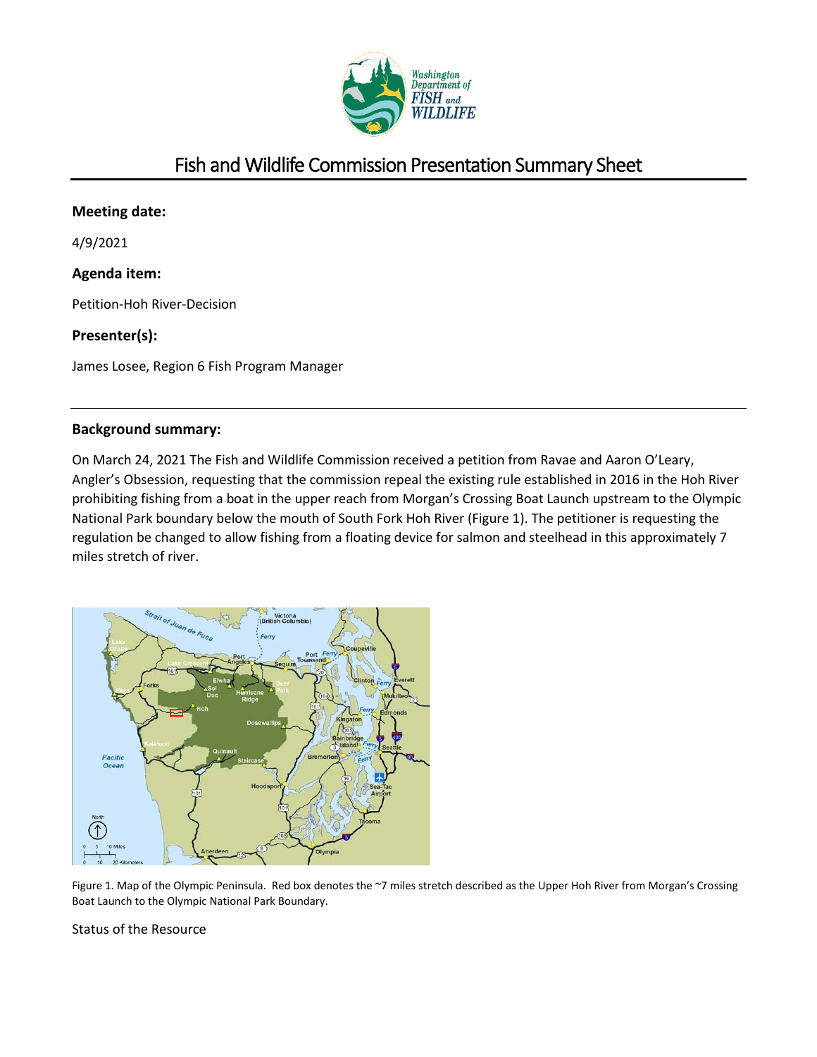# Fish and Wildlife Commission Presentation Summary Sheet

### Meeting date:

4/9/2021

### Agenda item:

Petition-Hoh River-Decision

### Presenter(s):

James Losee, Region 6 Fish Program Manager

---

### Background summary:

On March 24, 2021 The Fish and Wildlife Commission received a petition from Ravae and Aaron O'Leary, Angler's Obsession, requesting that the commission repeal the existing rule established in 2016 in the Hoh River prohibiting fishing from a boat in the upper reach from Morgan's Crossing Boat Launch upstream to the Olympic National Park boundary below the mouth of South Fork Hoh River (Figure 1). The petitioner is requesting the regulation be changed to allow fishing from a floating device for salmon and steelhead in this approximately 7 miles stretch of river.

Figure 1. Map of the Olympic Peninsula. Red box denotes the ~7 miles stretch described as the Upper Hoh River from Morgan's Crossing Boat Launch to the Olympic National Park Boundary.

Status of the Resource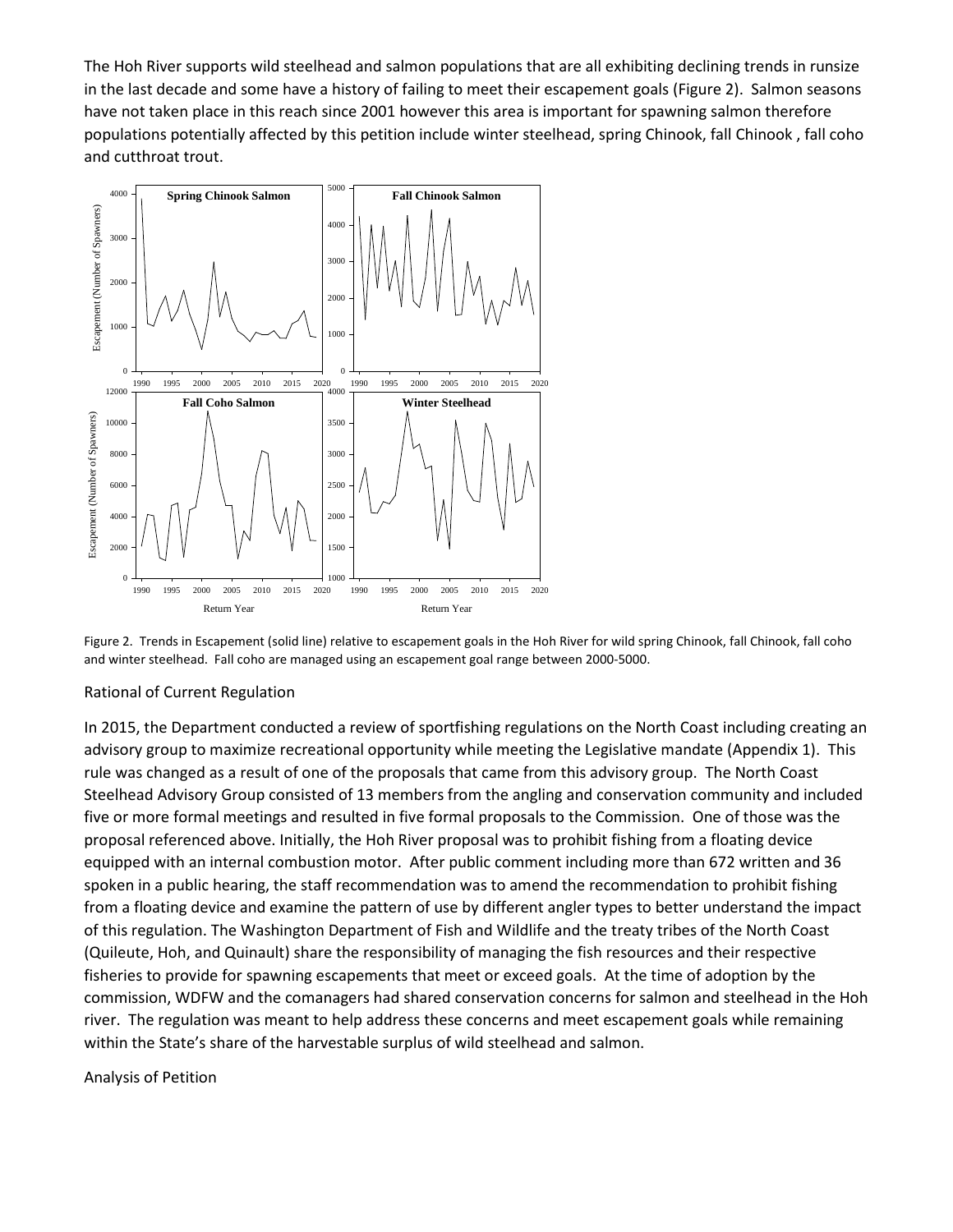The Hoh River supports wild steelhead and salmon populations that are all exhibiting declining trends in runsize in the last decade and some have a history of failing to meet their escapement goals (Figure 2). Salmon seasons have not taken place in this reach since 2001 however this area is important for spawning salmon therefore populations potentially affected by this petition include winter steelhead, spring Chinook, fall Chinook , fall coho and cutthroat trout.

Figure 2. Trends in Escapement (solid line) relative to escapement goals in the Hoh River for wild spring Chinook, fall Chinook, fall coho and winter steelhead. Fall coho are managed using an escapement goal range between 2000-5000.

## Rational of Current Regulation

In 2015, the Department conducted a review of sportfishing regulations on the North Coast including creating an advisory group to maximize recreational opportunity while meeting the Legislative mandate (Appendix 1). This rule was changed as a result of one of the proposals that came from this advisory group. The North Coast Steelhead Advisory Group consisted of 13 members from the angling and conservation community and included five or more formal meetings and resulted in five formal proposals to the Commission. One of those was the proposal referenced above. Initially, the Hoh River proposal was to prohibit fishing from a floating device equipped with an internal combustion motor. After public comment including more than 672 written and 36 spoken in a public hearing, the staff recommendation was to amend the recommendation to prohibit fishing from a floating device and examine the pattern of use by different angler types to better understand the impact of this regulation. The Washington Department of Fish and Wildlife and the treaty tribes of the North Coast (Quileute, Hoh, and Quinault) share the responsibility of managing the fish resources and their respective fisheries to provide for spawning escapements that meet or exceed goals. At the time of adoption by the commission, WDFW and the comanagers had shared conservation concerns for salmon and steelhead in the Hoh river. The regulation was meant to help address these concerns and meet escapement goals while remaining within the State's share of the harvestable surplus of wild steelhead and salmon.

## Analysis of Petition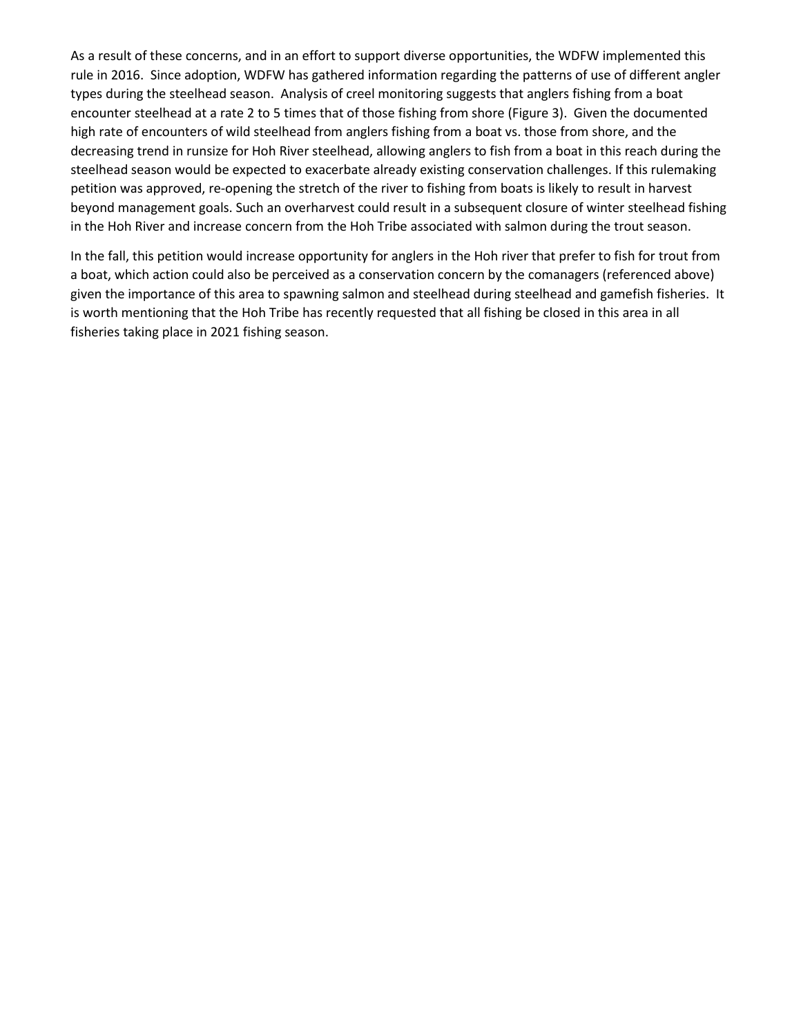As a result of these concerns, and in an effort to support diverse opportunities, the WDFW implemented this rule in 2016. Since adoption, WDFW has gathered information regarding the patterns of use of different angler types during the steelhead season. Analysis of creel monitoring suggests that anglers fishing from a boat encounter steelhead at a rate 2 to 5 times that of those fishing from shore (Figure 3). Given the documented high rate of encounters of wild steelhead from anglers fishing from a boat vs. those from shore, and the decreasing trend in runsize for Hoh River steelhead, allowing anglers to fish from a boat in this reach during the steelhead season would be expected to exacerbate already existing conservation challenges. If this rulemaking petition was approved, re-opening the stretch of the river to fishing from boats is likely to result in harvest beyond management goals. Such an overharvest could result in a subsequent closure of winter steelhead fishing in the Hoh River and increase concern from the Hoh Tribe associated with salmon during the trout season.

In the fall, this petition would increase opportunity for anglers in the Hoh river that prefer to fish for trout from a boat, which action could also be perceived as a conservation concern by the comanagers (referenced above) given the importance of this area to spawning salmon and steelhead during steelhead and gamefish fisheries. It is worth mentioning that the Hoh Tribe has recently requested that all fishing be closed in this area in all fisheries taking place in 2021 fishing season.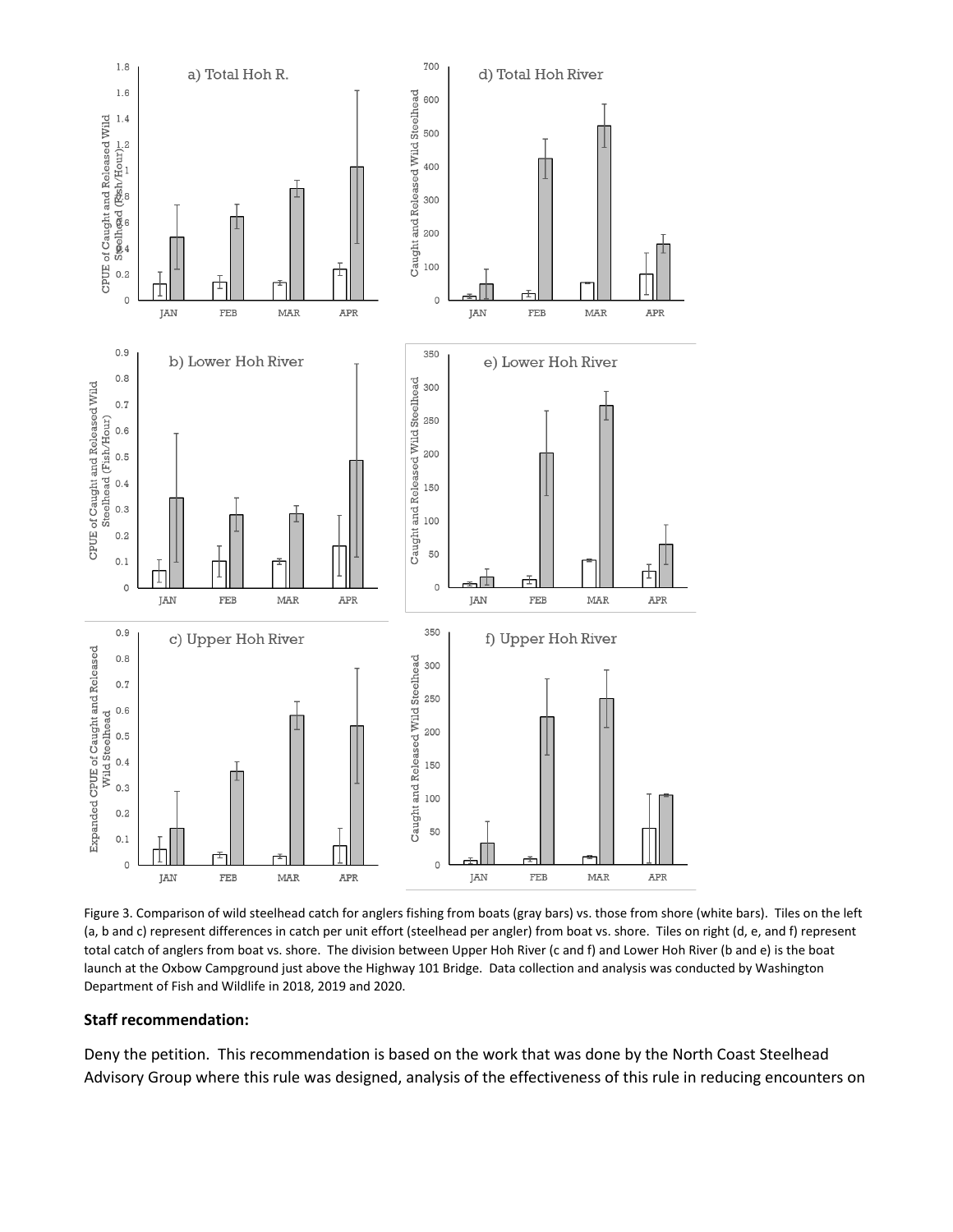Figure 3. Comparison of wild steelhead catch for anglers fishing from boats (gray bars) vs. those from shore (white bars). Tiles on the left (a, b and c) represent differences in catch per unit effort (steelhead per angler) from boat vs. shore. Tiles on right (d, e, and f) represent total catch of anglers from boat vs. shore. The division between Upper Hoh River (c and f) and Lower Hoh River (b and e) is the boat launch at the Oxbow Campground just above the Highway 101 Bridge. Data collection and analysis was conducted by Washington Department of Fish and Wildlife in 2018, 2019 and 2020.

**Staff recommendation:**

Deny the petition. This recommendation is based on the work that was done by the North Coast Steelhead Advisory Group where this rule was designed, analysis of the effectiveness of this rule in reducing encounters on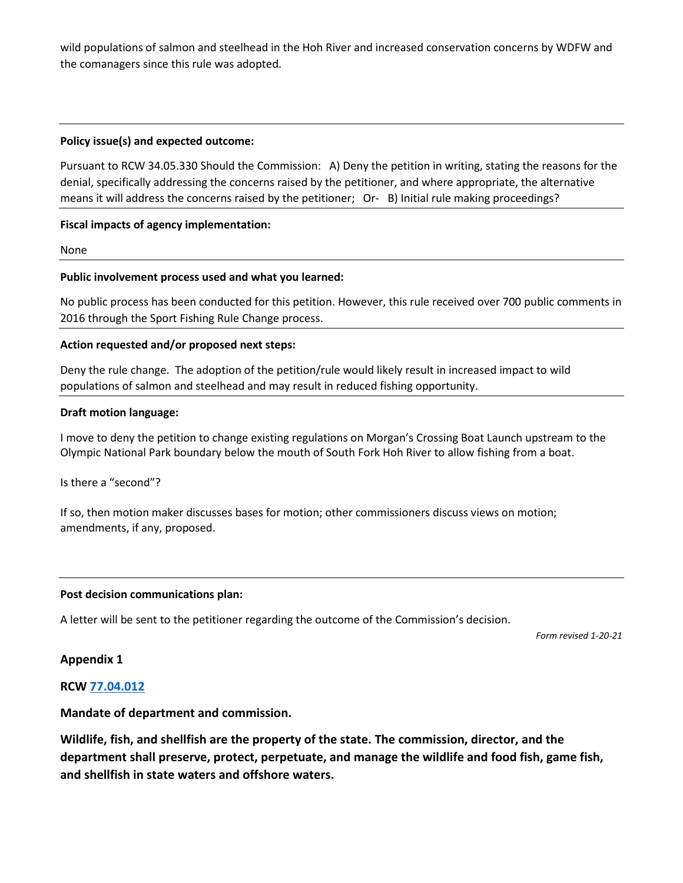wild populations of salmon and steelhead in the Hoh River and increased conservation concerns by WDFW and the comanagers since this rule was adopted.

---

**Policy issue(s) and expected outcome:**

Pursuant to RCW 34.05.330 Should the Commission: A) Deny the petition in writing, stating the reasons for the denial, specifically addressing the concerns raised by the petitioner, and where appropriate, the alternative means it will address the concerns raised by the petitioner; Or- B) Initial rule making proceedings?

---

**Fiscal impacts of agency implementation:**

None

---

**Public involvement process used and what you learned:**

No public process has been conducted for this petition. However, this rule received over 700 public comments in 2016 through the Sport Fishing Rule Change process.

---

**Action requested and/or proposed next steps:**

Deny the rule change. The adoption of the petition/rule would likely result in increased impact to wild populations of salmon and steelhead and may result in reduced fishing opportunity.

---

**Draft motion language:**

I move to deny the petition to change existing regulations on Morgan's Crossing Boat Launch upstream to the Olympic National Park boundary below the mouth of South Fork Hoh River to allow fishing from a boat.

Is there a "second"?

If so, then motion maker discusses bases for motion; other commissioners discuss views on motion; amendments, if any, proposed.

---

**Post decision communications plan:**

A letter will be sent to the petitioner regarding the outcome of the Commission's decision.

*Form revised 1-20-21*

## Appendix 1

**RCW 77.04.012**

**Mandate of department and commission.**

**Wildlife, fish, and shellfish are the property of the state. The commission, director, and the department shall preserve, protect, perpetuate, and manage the wildlife and food fish, game fish, and shellfish in state waters and offshore waters.**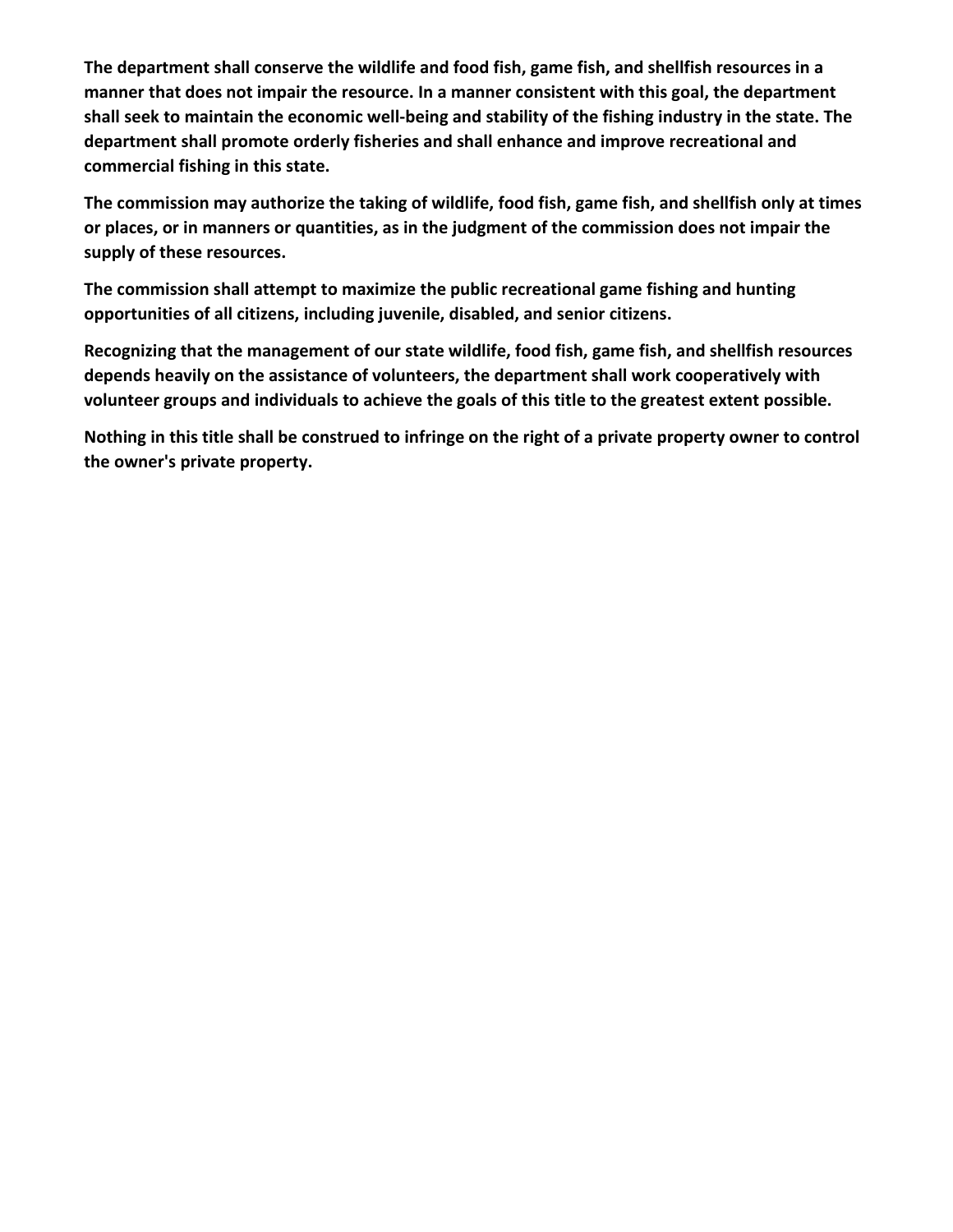**The department shall conserve the wildlife and food fish, game fish, and shellfish resources in a manner that does not impair the resource. In a manner consistent with this goal, the department shall seek to maintain the economic well-being and stability of the fishing industry in the state. The department shall promote orderly fisheries and shall enhance and improve recreational and commercial fishing in this state.**

**The commission may authorize the taking of wildlife, food fish, game fish, and shellfish only at times or places, or in manners or quantities, as in the judgment of the commission does not impair the supply of these resources.**

**The commission shall attempt to maximize the public recreational game fishing and hunting opportunities of all citizens, including juvenile, disabled, and senior citizens.**

**Recognizing that the management of our state wildlife, food fish, game fish, and shellfish resources depends heavily on the assistance of volunteers, the department shall work cooperatively with volunteer groups and individuals to achieve the goals of this title to the greatest extent possible.**

**Nothing in this title shall be construed to infringe on the right of a private property owner to control the owner's private property.**